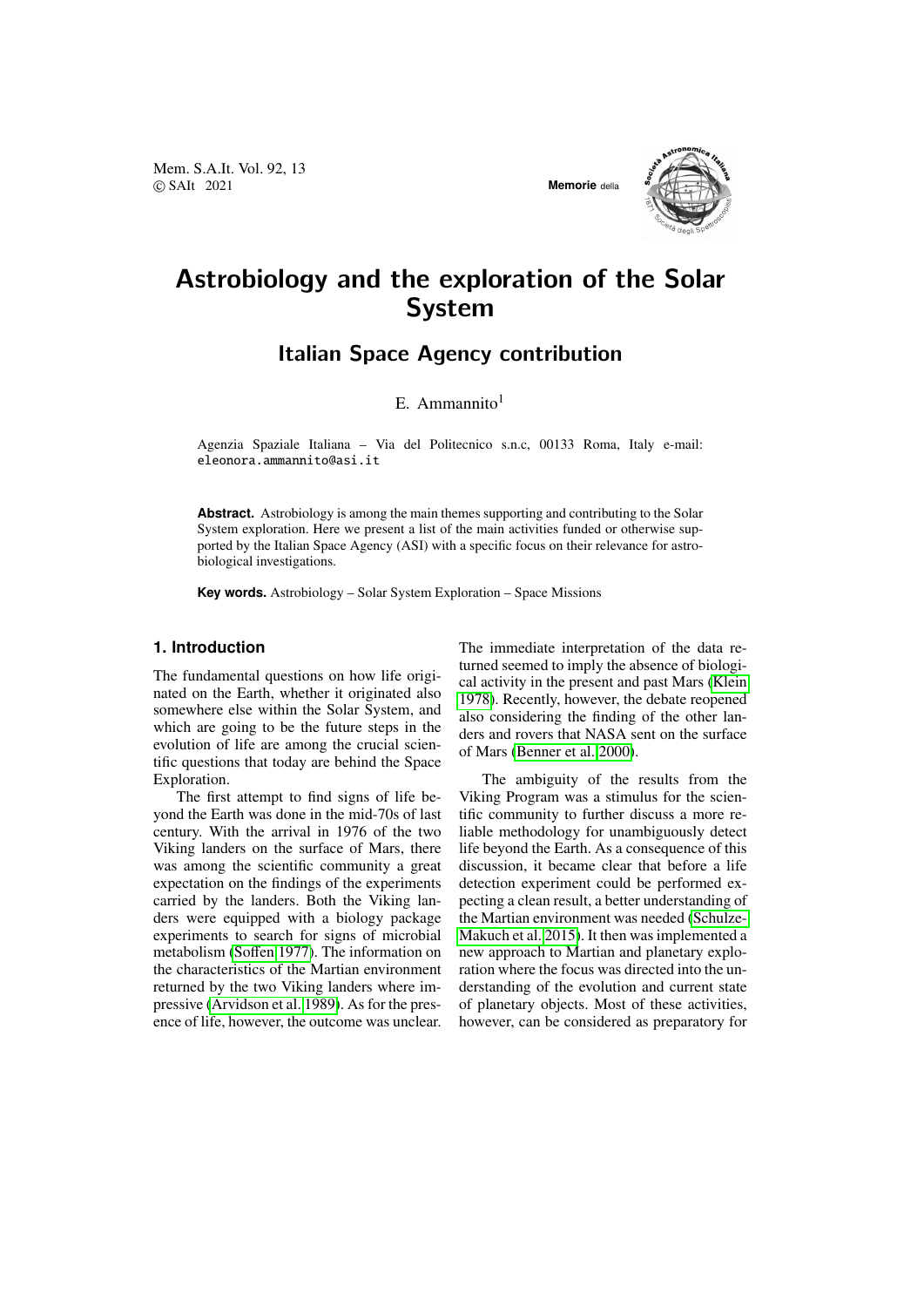# Astrobiology and the exploration of the Solar System

## Italian Space Agency contribution

E. Ammannito[1]

Agenzia Spaziale Italiana – Via del Politecnico s.n.c, 00133 Roma, Italy e-mail: eleonora.ammannito@asi.it

**Abstract.** Astrobiology is among the main themes supporting and contributing to the Solar System exploration. Here we present a list of the main activities funded or otherwise supported by the Italian Space Agency (ASI) with a specific focus on their relevance for astrobiological investigations.

**Key words.** Astrobiology – Solar System Exploration – Space Missions

### 1. Introduction

The fundamental questions on how life originated on the Earth, whether it originated also somewhere else within the Solar System, and which are going to be the future steps in the evolution of life are among the crucial scientific questions that today are behind the Space Exploration.

The first attempt to find signs of life beyond the Earth was done in the mid-70s of last century. With the arrival in 1976 of the two Viking landers on the surface of Mars, there was among the scientific community a great expectation on the findings of the experiments carried by the landers. Both the Viking landers were equipped with a biology package experiments to search for signs of microbial metabolism (Soffen 1977). The information on the characteristics of the Martian environment returned by the two Viking landers where impressive (Arvidson et al. 1989). As for the presence of life, however, the outcome was unclear. The immediate interpretation of the data returned seemed to imply the absence of biological activity in the present and past Mars (Klein 1978). Recently, however, the debate reopened also considering the finding of the other landers and rovers that NASA sent on the surface of Mars (Benner et al. 2000).

The ambiguity of the results from the Viking Program was a stimulus for the scientific community to further discuss a more reliable methodology for unambiguously detect life beyond the Earth. As a consequence of this discussion, it became clear that before a life detection experiment could be performed expecting a clean result, a better understanding of the Martian environment was needed (Schulze-Makuch et al. 2015). It then was implemented a new approach to Martian and planetary exploration where the focus was directed into the understanding of the evolution and current state of planetary objects. Most of these activities, however, can be considered as preparatory for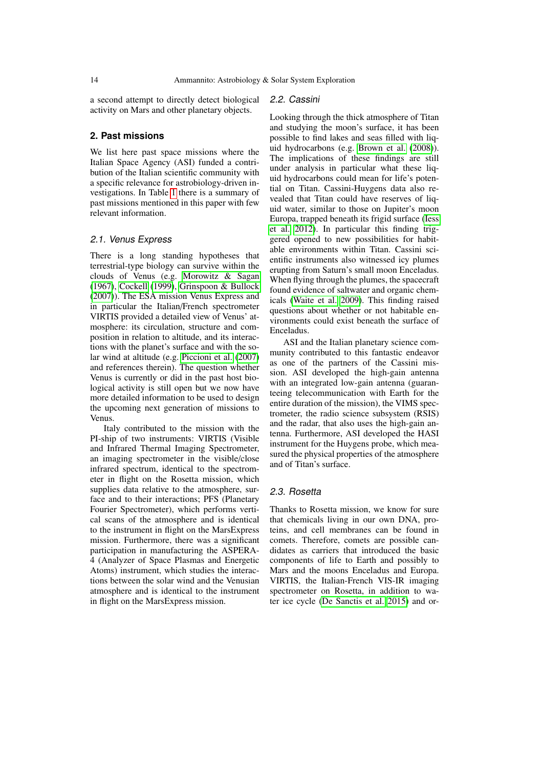a second attempt to directly detect biological activity on Mars and other planetary objects.

## 2. Past missions

We list here past space missions where the Italian Space Agency (ASI) funded a contribution of the Italian scientific community with a specific relevance for astrobiology-driven investigations. In Table 1 there is a summary of past missions mentioned in this paper with few relevant information.

### *2.1. Venus Express*

There is a long standing hypotheses that terrestrial-type biology can survive within the clouds of Venus (e.g. Morowitz & Sagan (1967), Cockell (1999), Grinspoon & Bullock (2007)). The ESA mission Venus Express and in particular the Italian/French spectrometer VIRTIS provided a detailed view of Venus' atmosphere: its circulation, structure and composition in relation to altitude, and its interactions with the planet's surface and with the solar wind at altitude (e.g. Piccioni et al. (2007) and references therein). The question whether Venus is currently or did in the past host biological activity is still open but we now have more detailed information to be used to design the upcoming next generation of missions to Venus.

Italy contributed to the mission with the PI-ship of two instruments: VIRTIS (Visible and Infrared Thermal Imaging Spectrometer, an imaging spectrometer in the visible/close infrared spectrum, identical to the spectrometer in flight on the Rosetta mission, which supplies data relative to the atmosphere, surface and to their interactions; PFS (Planetary Fourier Spectrometer), which performs vertical scans of the atmosphere and is identical to the instrument in flight on the MarsExpress mission. Furthermore, there was a significant participation in manufacturing the ASPERA-4 (Analyzer of Space Plasmas and Energetic Atoms) instrument, which studies the interactions between the solar wind and the Venusian atmosphere and is identical to the instrument in flight on the MarsExpress mission.

### *2.2. Cassini*

Looking through the thick atmosphere of Titan and studying the moon's surface, it has been possible to find lakes and seas filled with liquid hydrocarbons (e.g. Brown et al. (2008)). The implications of these findings are still under analysis in particular what these liquid hydrocarbons could mean for life's potential on Titan. Cassini-Huygens data also revealed that Titan could have reserves of liquid water, similar to those on Jupiter's moon Europa, trapped beneath its frigid surface (Iess et al. 2012). In particular this finding triggered opened to new possibilities for habitable environments within Titan. Cassini scientific instruments also witnessed icy plumes erupting from Saturn's small moon Enceladus. When flying through the plumes, the spacecraft found evidence of saltwater and organic chemicals (Waite et al. 2009). This finding raised questions about whether or not habitable environments could exist beneath the surface of Enceladus.

ASI and the Italian planetary science community contributed to this fantastic endeavor as one of the partners of the Cassini mission. ASI developed the high-gain antenna with an integrated low-gain antenna (guaranteeing telecommunication with Earth for the entire duration of the mission), the VIMS spectrometer, the radio science subsystem (RSIS) and the radar, that also uses the high-gain antenna. Furthermore, ASI developed the HASI instrument for the Huygens probe, which measured the physical properties of the atmosphere and of Titan's surface.

### *2.3. Rosetta*

Thanks to Rosetta mission, we know for sure that chemicals living in our own DNA, proteins, and cell membranes can be found in comets. Therefore, comets are possible candidates as carriers that introduced the basic components of life to Earth and possibly to Mars and the moons Enceladus and Europa. VIRTIS, the Italian-French VIS-IR imaging spectrometer on Rosetta, in addition to water ice cycle (De Sanctis et al. 2015) and or-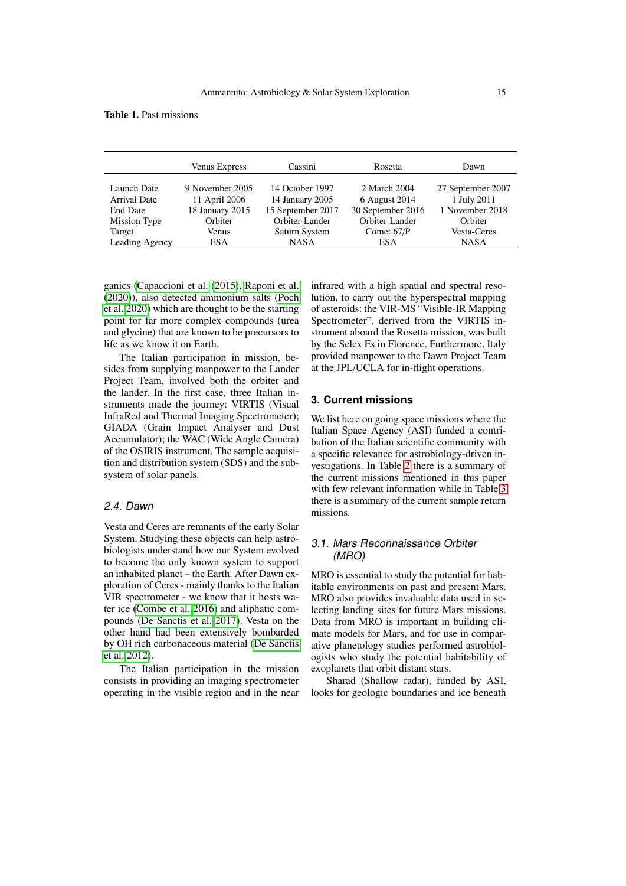**Table 1.** Past missions

| | Venus Express | Cassini | Rosetta | Dawn |
|---|---|---|---|---|
| Launch Date | 9 November 2005 | 14 October 1997 | 2 March 2004 | 27 September 2007 |
| Arrival Date | 11 April 2006 | 14 January 2005 | 6 August 2014 | 1 July 2011 |
| End Date | 18 January 2015 | 15 September 2017 | 30 September 2016 | 1 November 2018 |
| Mission Type | Orbiter | Orbiter-Lander | Orbiter-Lander | Orbiter |
| Target | Venus | Saturn System | Comet 67/P | Vesta-Ceres |
| Leading Agency | ESA | NASA | ESA | NASA |

ganics (Capaccioni et al. (2015), Raponi et al. (2020)), also detected ammonium salts (Poch et al. 2020) which are thought to be the starting point for far more complex compounds (urea and glycine) that are known to be precursors to life as we know it on Earth.

The Italian participation in mission, besides from supplying manpower to the Lander Project Team, involved both the orbiter and the lander. In the first case, three Italian instruments made the journey: VIRTIS (Visual InfraRed and Thermal Imaging Spectrometer); GIADA (Grain Impact Analyser and Dust Accumulator); the WAC (Wide Angle Camera) of the OSIRIS instrument. The sample acquisition and distribution system (SDS) and the subsystem of solar panels.

### 2.4. Dawn

Vesta and Ceres are remnants of the early Solar System. Studying these objects can help astrobiologists understand how our System evolved to become the only known system to support an inhabited planet – the Earth. After Dawn exploration of Ceres - mainly thanks to the Italian VIR spectrometer - we know that it hosts water ice (Combe et al. 2016) and aliphatic compounds (De Sanctis et al. 2017). Vesta on the other hand had been extensively bombarded by OH rich carbonaceous material (De Sanctis et al. 2012).

The Italian participation in the mission consists in providing an imaging spectrometer operating in the visible region and in the near infrared with a high spatial and spectral resolution, to carry out the hyperspectral mapping of asteroids: the VIR-MS "Visible-IR Mapping Spectrometer", derived from the VIRTIS instrument aboard the Rosetta mission, was built by the Selex Es in Florence. Furthermore, Italy provided manpower to the Dawn Project Team at the JPL/UCLA for in-flight operations.

## 3. Current missions

We list here on going space missions where the Italian Space Agency (ASI) funded a contribution of the Italian scientific community with a specific relevance for astrobiology-driven investigations. In Table 2 there is a summary of the current missions mentioned in this paper with few relevant information while in Table 3 there is a summary of the current sample return missions.

### 3.1. Mars Reconnaissance Orbiter (MRO)

MRO is essential to study the potential for habitable environments on past and present Mars. MRO also provides invaluable data used in selecting landing sites for future Mars missions. Data from MRO is important in building climate models for Mars, and for use in comparative planetology studies performed astrobiologists who study the potential habitability of exoplanets that orbit distant stars.

Sharad (Shallow radar), funded by ASI, looks for geologic boundaries and ice beneath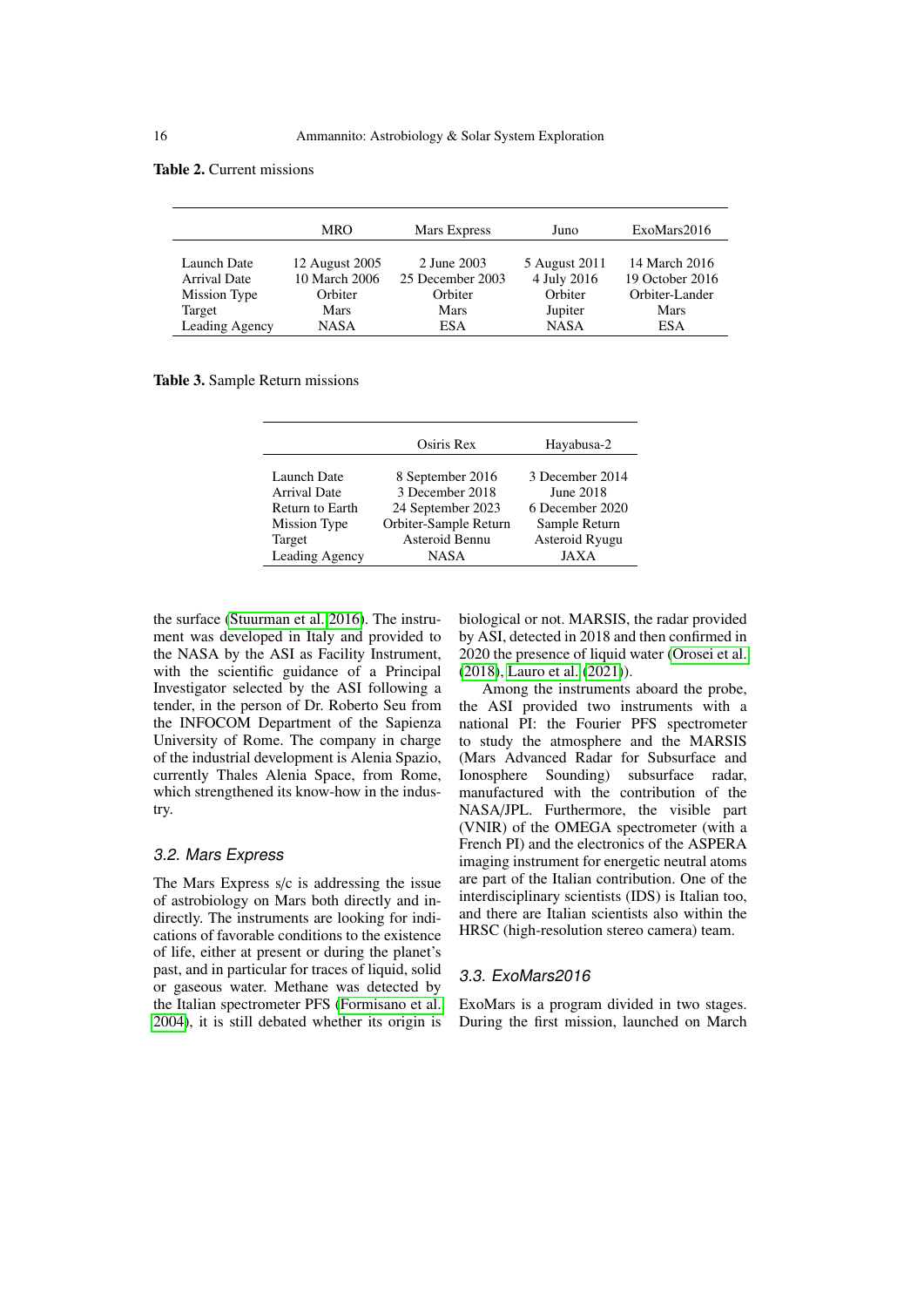**Table 2.** Current missions

| | MRO | Mars Express | Juno | ExoMars2016 |
|---|---|---|---|---|
| Launch Date | 12 August 2005 | 2 June 2003 | 5 August 2011 | 14 March 2016 |
| Arrival Date | 10 March 2006 | 25 December 2003 | 4 July 2016 | 19 October 2016 |
| Mission Type | Orbiter | Orbiter | Orbiter | Orbiter-Lander |
| Target | Mars | Mars | Jupiter | Mars |
| Leading Agency | NASA | ESA | NASA | ESA |

**Table 3.** Sample Return missions

| | Osiris Rex | Hayabusa-2 |
|---|---|---|
| Launch Date | 8 September 2016 | 3 December 2014 |
| Arrival Date | 3 December 2018 | June 2018 |
| Return to Earth | 24 September 2023 | 6 December 2020 |
| Mission Type | Orbiter-Sample Return | Sample Return |
| Target | Asteroid Bennu | Asteroid Ryugu |
| Leading Agency | NASA | JAXA |

the surface (Stuurman et al. 2016). The instrument was developed in Italy and provided to the NASA by the ASI as Facility Instrument, with the scientific guidance of a Principal Investigator selected by the ASI following a tender, in the person of Dr. Roberto Seu from the INFOCOM Department of the Sapienza University of Rome. The company in charge of the industrial development is Alenia Spazio, currently Thales Alenia Space, from Rome, which strengthened its know-how in the industry.

### 3.2. Mars Express

The Mars Express s/c is addressing the issue of astrobiology on Mars both directly and indirectly. The instruments are looking for indications of favorable conditions to the existence of life, either at present or during the planet's past, and in particular for traces of liquid, solid or gaseous water. Methane was detected by the Italian spectrometer PFS (Formisano et al. 2004), it is still debated whether its origin is biological or not. MARSIS, the radar provided by ASI, detected in 2018 and then confirmed in 2020 the presence of liquid water (Orosei et al. (2018), Lauro et al. (2021)).

Among the instruments aboard the probe, the ASI provided two instruments with a national PI: the Fourier PFS spectrometer to study the atmosphere and the MARSIS (Mars Advanced Radar for Subsurface and Ionosphere Sounding) subsurface radar, manufactured with the contribution of the NASA/JPL. Furthermore, the visible part (VNIR) of the OMEGA spectrometer (with a French PI) and the electronics of the ASPERA imaging instrument for energetic neutral atoms are part of the Italian contribution. One of the interdisciplinary scientists (IDS) is Italian too, and there are Italian scientists also within the HRSC (high-resolution stereo camera) team.

### 3.3. ExoMars2016

ExoMars is a program divided in two stages. During the first mission, launched on March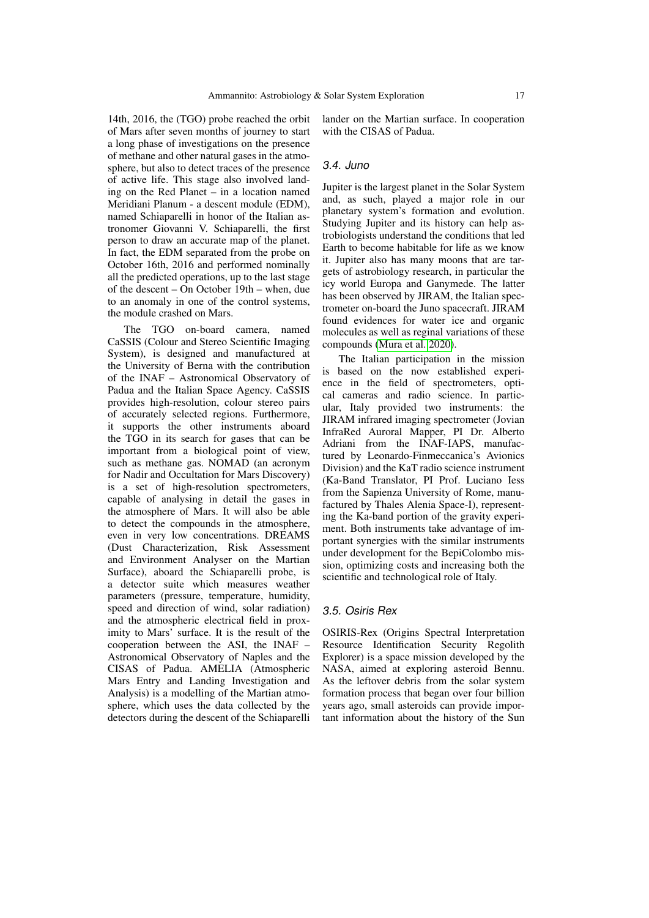14th, 2016, the (TGO) probe reached the orbit of Mars after seven months of journey to start a long phase of investigations on the presence of methane and other natural gases in the atmosphere, but also to detect traces of the presence of active life. This stage also involved landing on the Red Planet – in a location named Meridiani Planum - a descent module (EDM), named Schiaparelli in honor of the Italian astronomer Giovanni V. Schiaparelli, the first person to draw an accurate map of the planet. In fact, the EDM separated from the probe on October 16th, 2016 and performed nominally all the predicted operations, up to the last stage of the descent – On October 19th – when, due to an anomaly in one of the control systems, the module crashed on Mars.

The TGO on-board camera, named CaSSIS (Colour and Stereo Scientific Imaging System), is designed and manufactured at the University of Berna with the contribution of the INAF – Astronomical Observatory of Padua and the Italian Space Agency. CaSSIS provides high-resolution, colour stereo pairs of accurately selected regions. Furthermore, it supports the other instruments aboard the TGO in its search for gases that can be important from a biological point of view, such as methane gas. NOMAD (an acronym for Nadir and Occultation for Mars Discovery) is a set of high-resolution spectrometers, capable of analysing in detail the gases in the atmosphere of Mars. It will also be able to detect the compounds in the atmosphere, even in very low concentrations. DREAMS (Dust Characterization, Risk Assessment and Environment Analyser on the Martian Surface), aboard the Schiaparelli probe, is a detector suite which measures weather parameters (pressure, temperature, humidity, speed and direction of wind, solar radiation) and the atmospheric electrical field in proximity to Mars' surface. It is the result of the cooperation between the ASI, the INAF – Astronomical Observatory of Naples and the CISAS of Padua. AMELIA (Atmospheric Mars Entry and Landing Investigation and Analysis) is a modelling of the Martian atmosphere, which uses the data collected by the detectors during the descent of the Schiaparelli lander on the Martian surface. In cooperation with the CISAS of Padua.

### 3.4. Juno

Jupiter is the largest planet in the Solar System and, as such, played a major role in our planetary system's formation and evolution. Studying Jupiter and its history can help astrobiologists understand the conditions that led Earth to become habitable for life as we know it. Jupiter also has many moons that are targets of astrobiology research, in particular the icy world Europa and Ganymede. The latter has been observed by JIRAM, the Italian spectrometer on-board the Juno spacecraft. JIRAM found evidences for water ice and organic molecules as well as reginal variations of these compounds (Mura et al. 2020).

The Italian participation in the mission is based on the now established experience in the field of spectrometers, optical cameras and radio science. In particular, Italy provided two instruments: the JIRAM infrared imaging spectrometer (Jovian InfraRed Auroral Mapper, PI Dr. Alberto Adriani from the INAF-IAPS, manufactured by Leonardo-Finmeccanica's Avionics Division) and the KaT radio science instrument (Ka-Band Translator, PI Prof. Luciano Iess from the Sapienza University of Rome, manufactured by Thales Alenia Space-I), representing the Ka-band portion of the gravity experiment. Both instruments take advantage of important synergies with the similar instruments under development for the BepiColombo mission, optimizing costs and increasing both the scientific and technological role of Italy.

### 3.5. Osiris Rex

OSIRIS-Rex (Origins Spectral Interpretation Resource Identification Security Regolith Explorer) is a space mission developed by the NASA, aimed at exploring asteroid Bennu. As the leftover debris from the solar system formation process that began over four billion years ago, small asteroids can provide important information about the history of the Sun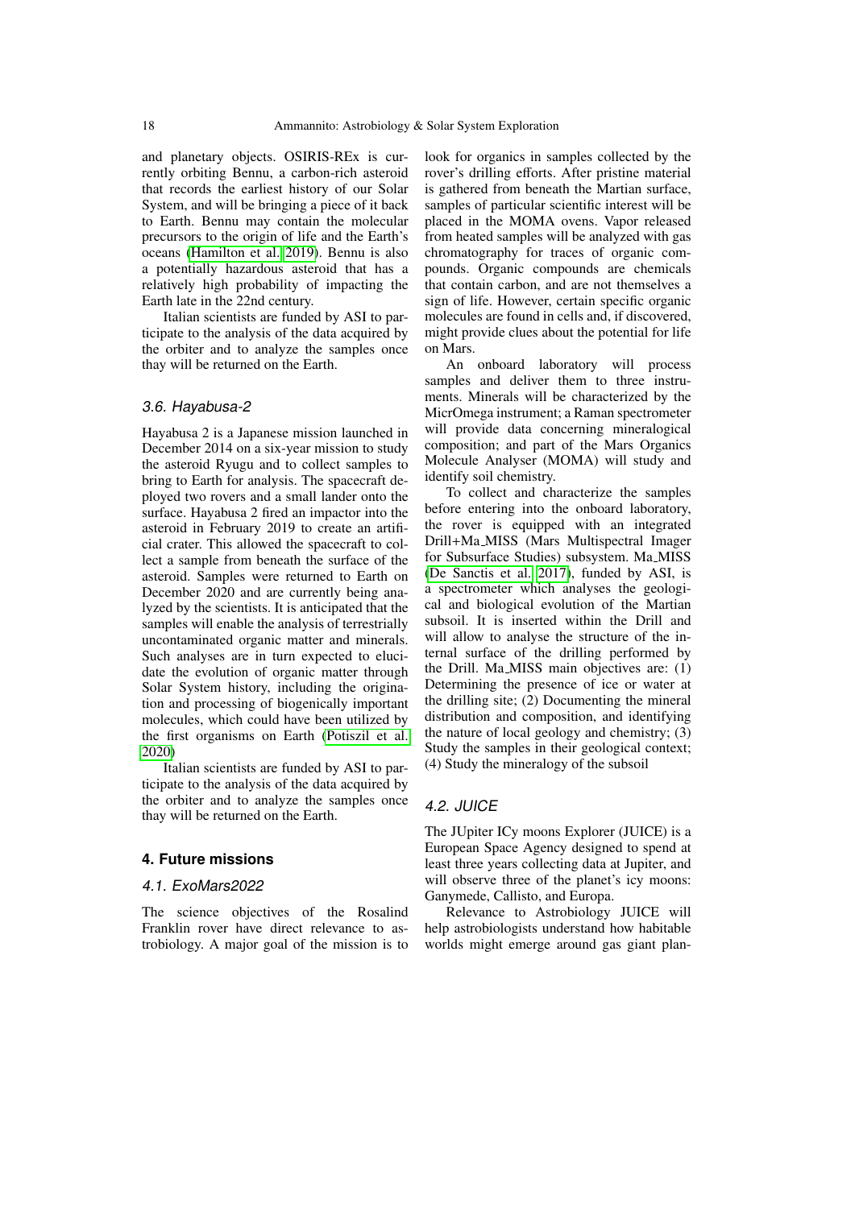and planetary objects. OSIRIS-REx is currently orbiting Bennu, a carbon-rich asteroid that records the earliest history of our Solar System, and will be bringing a piece of it back to Earth. Bennu may contain the molecular precursors to the origin of life and the Earth's oceans (Hamilton et al. 2019). Bennu is also a potentially hazardous asteroid that has a relatively high probability of impacting the Earth late in the 22nd century.

Italian scientists are funded by ASI to participate to the analysis of the data acquired by the orbiter and to analyze the samples once thay will be returned on the Earth.

### 3.6. Hayabusa-2

Hayabusa 2 is a Japanese mission launched in December 2014 on a six-year mission to study the asteroid Ryugu and to collect samples to bring to Earth for analysis. The spacecraft deployed two rovers and a small lander onto the surface. Hayabusa 2 fired an impactor into the asteroid in February 2019 to create an artificial crater. This allowed the spacecraft to collect a sample from beneath the surface of the asteroid. Samples were returned to Earth on December 2020 and are currently being analyzed by the scientists. It is anticipated that the samples will enable the analysis of terrestrially uncontaminated organic matter and minerals. Such analyses are in turn expected to elucidate the evolution of organic matter through Solar System history, including the origination and processing of biogenically important molecules, which could have been utilized by the first organisms on Earth (Potiszil et al. 2020)

Italian scientists are funded by ASI to participate to the analysis of the data acquired by the orbiter and to analyze the samples once thay will be returned on the Earth.

## 4. Future missions

### 4.1. ExoMars2022

The science objectives of the Rosalind Franklin rover have direct relevance to astrobiology. A major goal of the mission is to look for organics in samples collected by the rover's drilling efforts. After pristine material is gathered from beneath the Martian surface, samples of particular scientific interest will be placed in the MOMA ovens. Vapor released from heated samples will be analyzed with gas chromatography for traces of organic compounds. Organic compounds are chemicals that contain carbon, and are not themselves a sign of life. However, certain specific organic molecules are found in cells and, if discovered, might provide clues about the potential for life on Mars.

An onboard laboratory will process samples and deliver them to three instruments. Minerals will be characterized by the MicrOmega instrument; a Raman spectrometer will provide data concerning mineralogical composition; and part of the Mars Organics Molecule Analyser (MOMA) will study and identify soil chemistry.

To collect and characterize the samples before entering into the onboard laboratory, the rover is equipped with an integrated Drill+Ma_MISS (Mars Multispectral Imager for Subsurface Studies) subsystem. Ma_MISS (De Sanctis et al. 2017), funded by ASI, is a spectrometer which analyses the geological and biological evolution of the Martian subsoil. It is inserted within the Drill and will allow to analyse the structure of the internal surface of the drilling performed by the Drill. Ma_MISS main objectives are: (1) Determining the presence of ice or water at the drilling site; (2) Documenting the mineral distribution and composition, and identifying the nature of local geology and chemistry; (3) Study the samples in their geological context; (4) Study the mineralogy of the subsoil

### 4.2. JUICE

The JUpiter ICy moons Explorer (JUICE) is a European Space Agency designed to spend at least three years collecting data at Jupiter, and will observe three of the planet's icy moons: Ganymede, Callisto, and Europa.

Relevance to Astrobiology JUICE will help astrobiologists understand how habitable worlds might emerge around gas giant plan-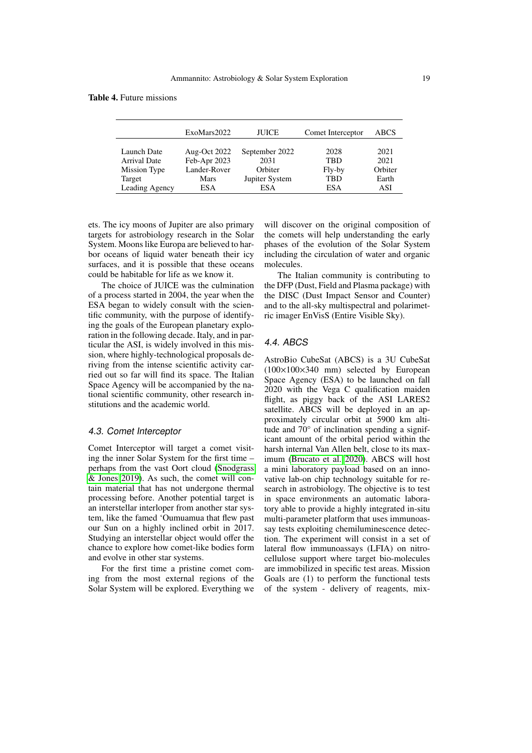**Table 4.** Future missions

| | ExoMars2022 | JUICE | Comet Interceptor | ABCS |
|---|---|---|---|---|
| Launch Date | Aug-Oct 2022 | September 2022 | 2028 | 2021 |
| Arrival Date | Feb-Apr 2023 | 2031 | TBD | 2021 |
| Mission Type | Lander-Rover | Orbiter | Fly-by | Orbiter |
| Target | Mars | Jupiter System | TBD | Earth |
| Leading Agency | ESA | ESA | ESA | ASI |

ets. The icy moons of Jupiter are also primary targets for astrobiology research in the Solar System. Moons like Europa are believed to harbor oceans of liquid water beneath their icy surfaces, and it is possible that these oceans could be habitable for life as we know it.

The choice of JUICE was the culmination of a process started in 2004, the year when the ESA began to widely consult with the scientific community, with the purpose of identifying the goals of the European planetary exploration in the following decade. Italy, and in particular the ASI, is widely involved in this mission, where highly-technological proposals deriving from the intense scientific activity carried out so far will find its space. The Italian Space Agency will be accompanied by the national scientific community, other research institutions and the academic world.

### 4.3. Comet Interceptor

Comet Interceptor will target a comet visiting the inner Solar System for the first time – perhaps from the vast Oort cloud (Snodgrass & Jones 2019). As such, the comet will contain material that has not undergone thermal processing before. Another potential target is an interstellar interloper from another star system, like the famed 'Oumuamua that flew past our Sun on a highly inclined orbit in 2017. Studying an interstellar object would offer the chance to explore how comet-like bodies form and evolve in other star systems.

For the first time a pristine comet coming from the most external regions of the Solar System will be explored. Everything we will discover on the original composition of the comets will help understanding the early phases of the evolution of the Solar System including the circulation of water and organic molecules.

The Italian community is contributing to the DFP (Dust, Field and Plasma package) with the DISC (Dust Impact Sensor and Counter) and to the all-sky multispectral and polarimetric imager EnVisS (Entire Visible Sky).

### 4.4. ABCS

AstroBio CubeSat (ABCS) is a 3U CubeSat (100×100×340 mm) selected by European Space Agency (ESA) to be launched on fall 2020 with the Vega C qualification maiden flight, as piggy back of the ASI LARES2 satellite. ABCS will be deployed in an approximately circular orbit at 5900 km altitude and 70° of inclination spending a significant amount of the orbital period within the harsh internal Van Allen belt, close to its maximum (Brucato et al. 2020). ABCS will host a mini laboratory payload based on an innovative lab-on chip technology suitable for research in astrobiology. The objective is to test in space environments an automatic laboratory able to provide a highly integrated in-situ multi-parameter platform that uses immunoassay tests exploiting chemiluminescence detection. The experiment will consist in a set of lateral flow immunoassays (LFIA) on nitrocellulose support where target bio-molecules are immobilized in specific test areas. Mission Goals are (1) to perform the functional tests of the system - delivery of reagents, mix-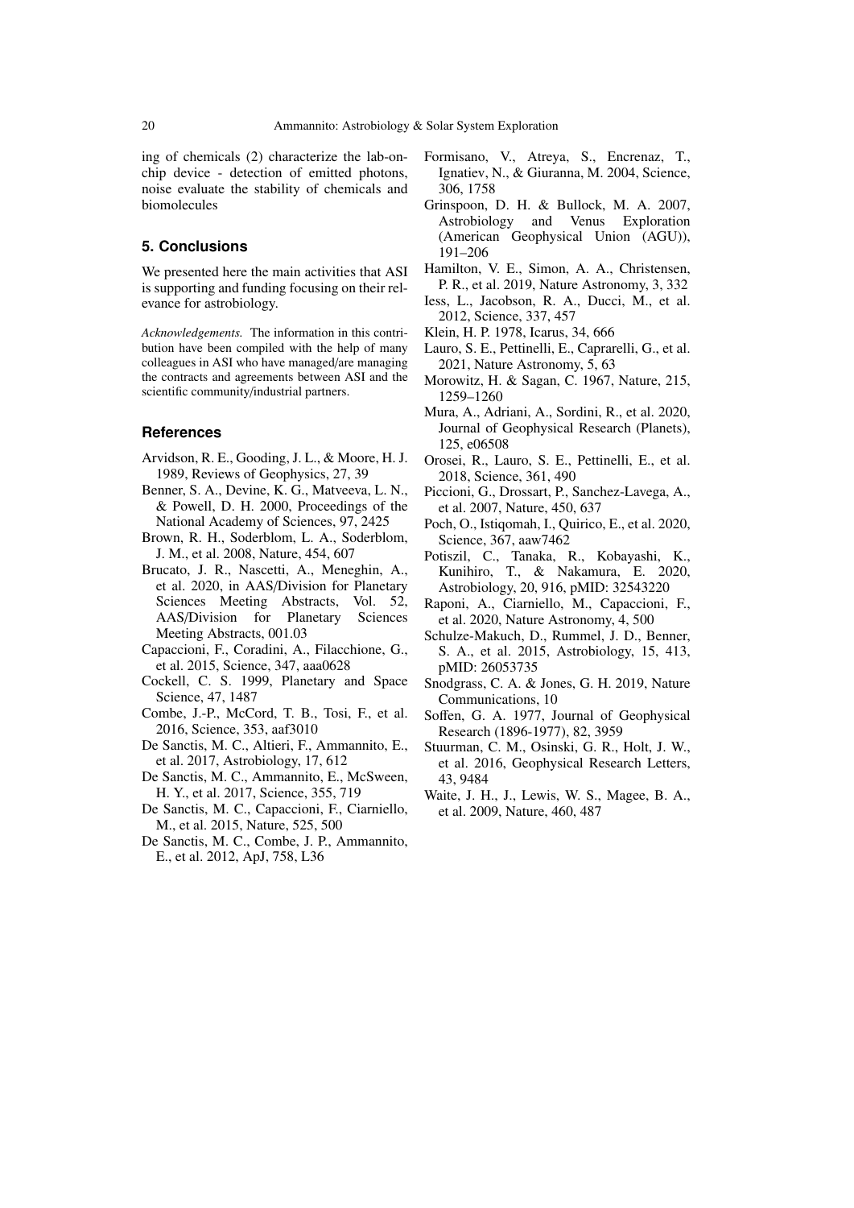ing of chemicals (2) characterize the lab-on-chip device - detection of emitted photons, noise evaluate the stability of chemicals and biomolecules

## 5. Conclusions

We presented here the main activities that ASI is supporting and funding focusing on their relevance for astrobiology.

*Acknowledgements.* The information in this contribution have been compiled with the help of many colleagues in ASI who have managed/are managing the contracts and agreements between ASI and the scientific community/industrial partners.

## References

Arvidson, R. E., Gooding, J. L., & Moore, H. J. 1989, Reviews of Geophysics, 27, 39

Benner, S. A., Devine, K. G., Matveeva, L. N., & Powell, D. H. 2000, Proceedings of the National Academy of Sciences, 97, 2425

Brown, R. H., Soderblom, L. A., Soderblom, J. M., et al. 2008, Nature, 454, 607

Brucato, J. R., Nascetti, A., Meneghin, A., et al. 2020, in AAS/Division for Planetary Sciences Meeting Abstracts, Vol. 52, AAS/Division for Planetary Sciences Meeting Abstracts, 001.03

Capaccioni, F., Coradini, A., Filacchione, G., et al. 2015, Science, 347, aaa0628

Cockell, C. S. 1999, Planetary and Space Science, 47, 1487

Combe, J.-P., McCord, T. B., Tosi, F., et al. 2016, Science, 353, aaf3010

De Sanctis, M. C., Altieri, F., Ammannito, E., et al. 2017, Astrobiology, 17, 612

De Sanctis, M. C., Ammannito, E., McSween, H. Y., et al. 2017, Science, 355, 719

De Sanctis, M. C., Capaccioni, F., Ciarniello, M., et al. 2015, Nature, 525, 500

De Sanctis, M. C., Combe, J. P., Ammannito, E., et al. 2012, ApJ, 758, L36

Formisano, V., Atreya, S., Encrenaz, T., Ignatiev, N., & Giuranna, M. 2004, Science, 306, 1758

Grinspoon, D. H. & Bullock, M. A. 2007, Astrobiology and Venus Exploration (American Geophysical Union (AGU)), 191–206

Hamilton, V. E., Simon, A. A., Christensen, P. R., et al. 2019, Nature Astronomy, 3, 332

Iess, L., Jacobson, R. A., Ducci, M., et al. 2012, Science, 337, 457

Klein, H. P. 1978, Icarus, 34, 666

Lauro, S. E., Pettinelli, E., Caprarelli, G., et al. 2021, Nature Astronomy, 5, 63

Morowitz, H. & Sagan, C. 1967, Nature, 215, 1259–1260

Mura, A., Adriani, A., Sordini, R., et al. 2020, Journal of Geophysical Research (Planets), 125, e06508

Orosei, R., Lauro, S. E., Pettinelli, E., et al. 2018, Science, 361, 490

Piccioni, G., Drossart, P., Sanchez-Lavega, A., et al. 2007, Nature, 450, 637

Poch, O., Istiqomah, I., Quirico, E., et al. 2020, Science, 367, aaw7462

Potiszil, C., Tanaka, R., Kobayashi, K., Kunihiro, T., & Nakamura, E. 2020, Astrobiology, 20, 916, pMID: 32543220

Raponi, A., Ciarniello, M., Capaccioni, F., et al. 2020, Nature Astronomy, 4, 500

Schulze-Makuch, D., Rummel, J. D., Benner, S. A., et al. 2015, Astrobiology, 15, 413, pMID: 26053735

Snodgrass, C. A. & Jones, G. H. 2019, Nature Communications, 10

Soffen, G. A. 1977, Journal of Geophysical Research (1896-1977), 82, 3959

Stuurman, C. M., Osinski, G. R., Holt, J. W., et al. 2016, Geophysical Research Letters, 43, 9484

Waite, J. H., J., Lewis, W. S., Magee, B. A., et al. 2009, Nature, 460, 487